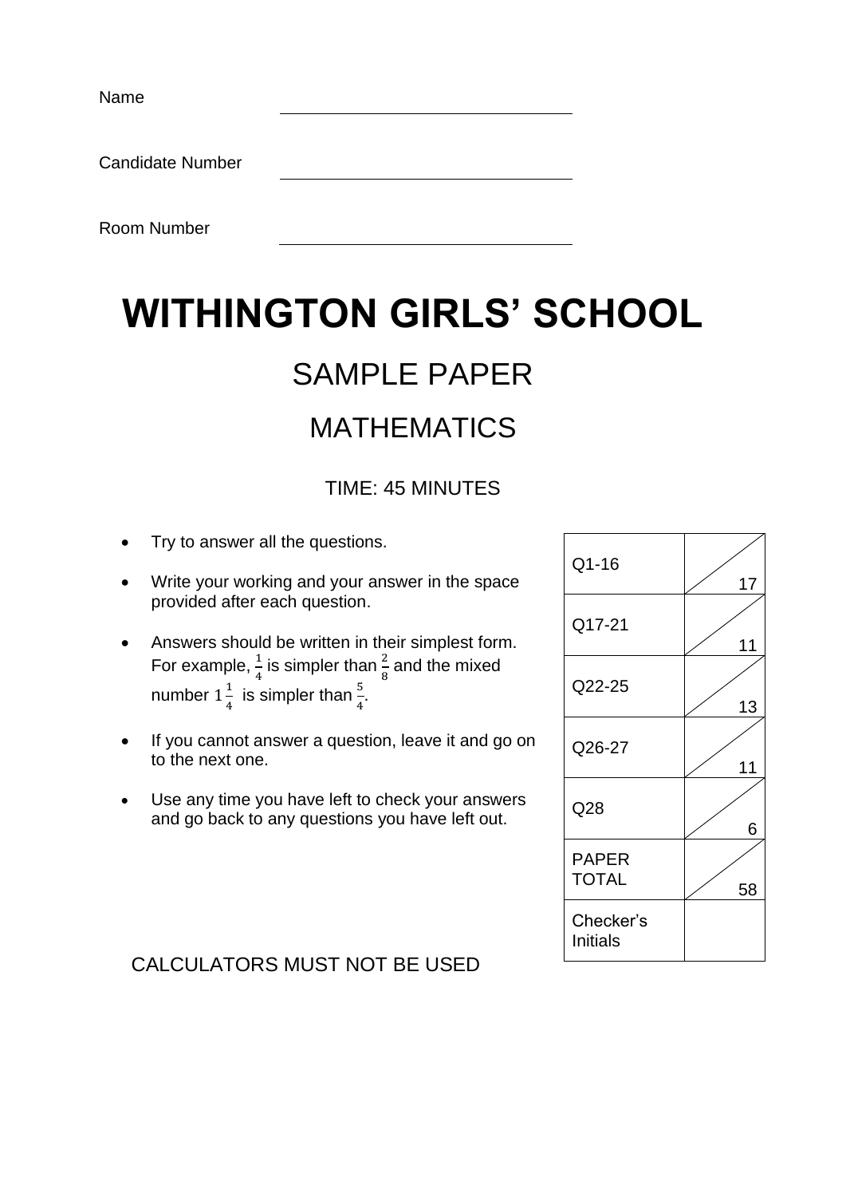Name ______________________

Candidate Number ______________________

Room Number ______________________

# WITHINGTON GIRLS' SCHOOL

## SAMPLE PAPER

## MATHEMATICS

TIME: 45 MINUTES

- Try to answer all the questions.
- Write your working and your answer in the space provided after each question.
- Answers should be written in their simplest form. For example, $\frac{1}{4}$ is simpler than $\frac{2}{8}$ and the mixed number $1\frac{1}{4}$ is simpler than $\frac{5}{4}$.
- If you cannot answer a question, leave it and go on to the next one.
- Use any time you have left to check your answers and go back to any questions you have left out.

| | |
|---|---|
| Q1-16 | 17 |
| Q17-21 | 11 |
| Q22-25 | 13 |
| Q26-27 | 11 |
| Q28 | 6 |
| PAPER TOTAL | 58 |
| Checker's Initials | |

CALCULATORS MUST NOT BE USED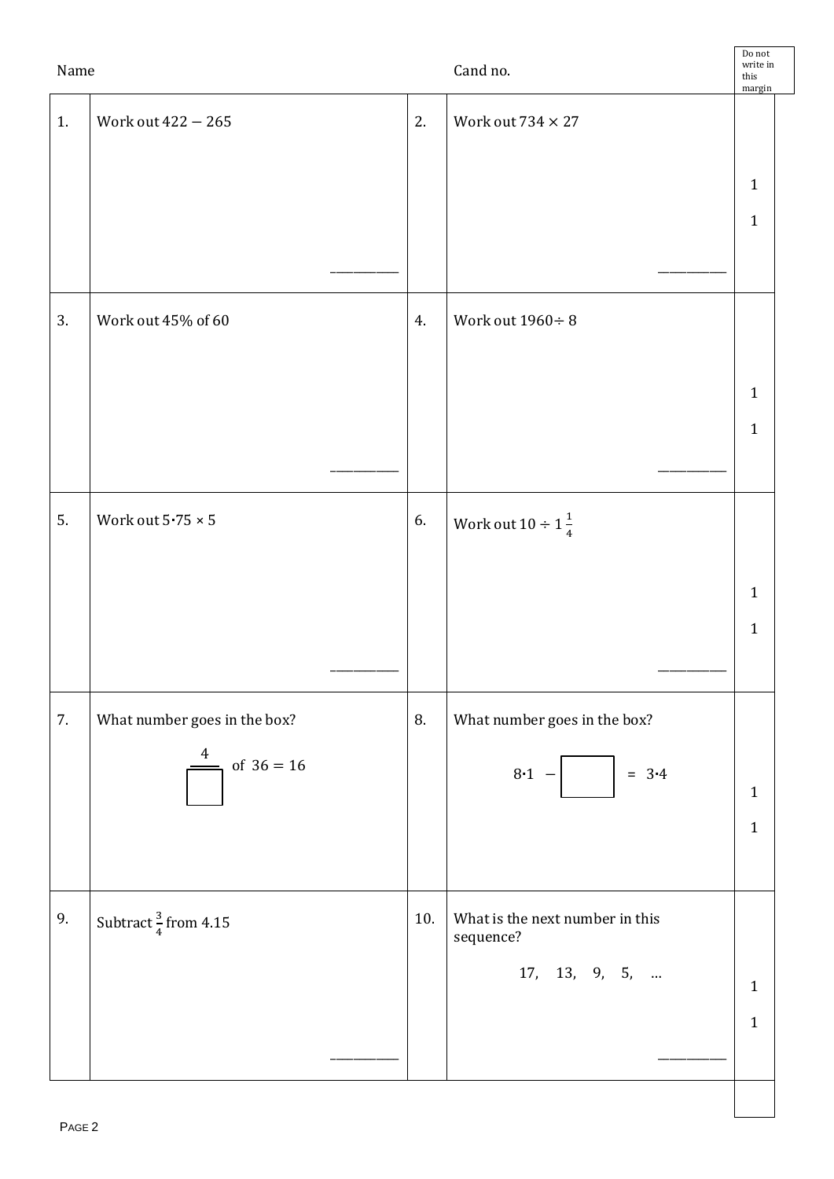Name Cand no.

Do not write in this margin

**1.** Work out $422 - 265$

\_\_\_\_\_\_\_\_\_\_

**2.** Work out $734 \times 27$

\_\_\_\_\_\_\_\_\_\_

1

1

**3.** Work out 45% of 60

\_\_\_\_\_\_\_\_\_\_

**4.** Work out $1960 \div 8$

\_\_\_\_\_\_\_\_\_\_

1

1

**5.** Work out $5{\cdot}75 \times 5$

\_\_\_\_\_\_\_\_\_\_

**6.** Work out $10 \div 1\frac{1}{4}$

\_\_\_\_\_\_\_\_\_\_

1

1

**7.** What number goes in the box?

$$\frac{4}{\square} \text{ of } 36 = 16$$

**8.** What number goes in the box?

$$8{\cdot}1 - \square = 3{\cdot}4$$

1

1

**9.** Subtract $\frac{3}{4}$ from 4.15

\_\_\_\_\_\_\_\_\_\_

**10.** What is the next number in this sequence?

17, 13, 9, 5, …

\_\_\_\_\_\_\_\_\_\_

1

1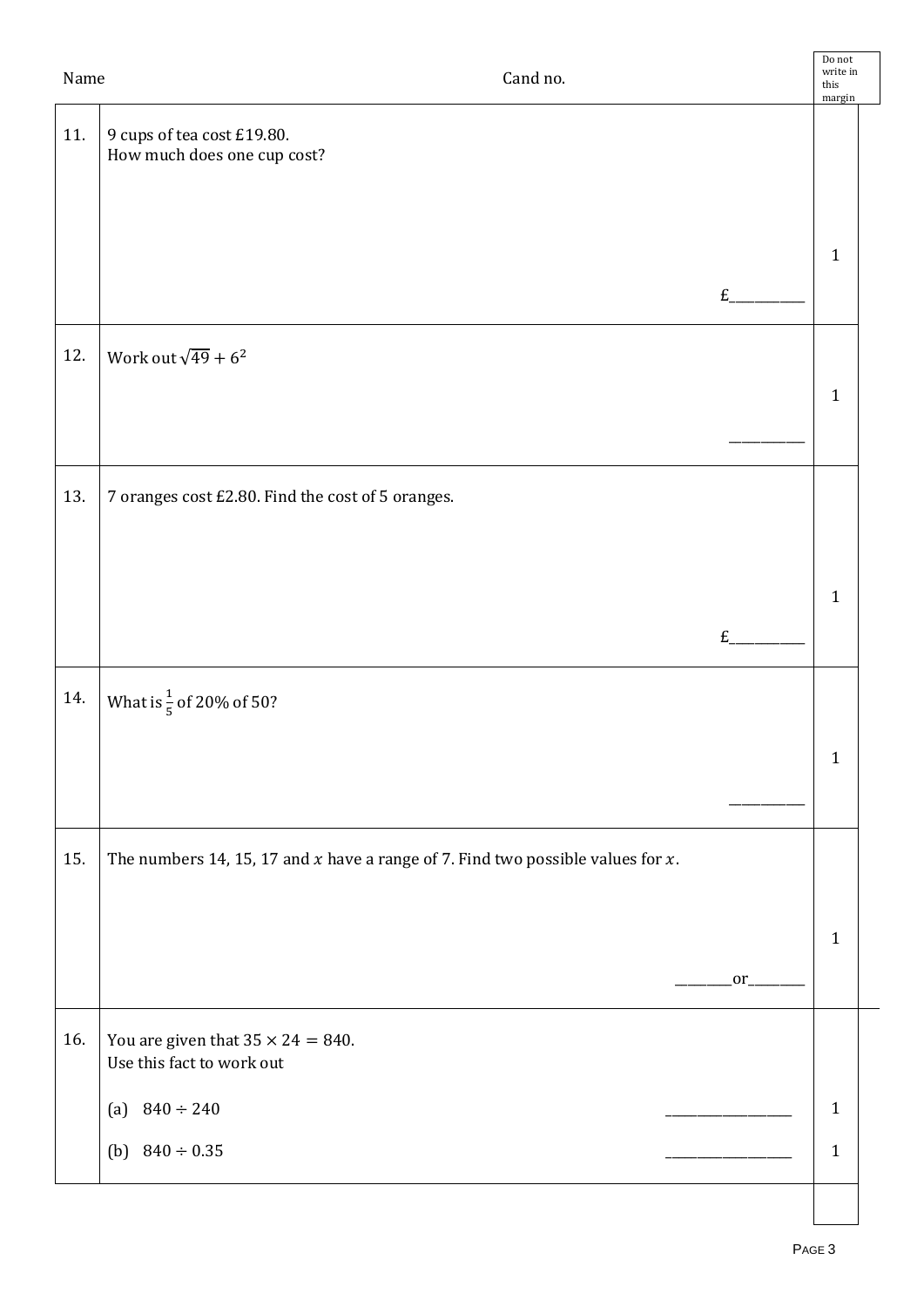Name Cand no.

**11.** 9 cups of tea cost £19.80.
How much does one cup cost?

£__________ (1)

**12.** Work out $\sqrt{49} + 6^2$

__________ (1)

**13.** 7 oranges cost £2.80. Find the cost of 5 oranges.

£__________ (1)

**14.** What is $\frac{1}{5}$ of 20% of 50?

__________ (1)

**15.** The numbers 14, 15, 17 and $x$ have a range of 7. Find two possible values for $x$.

________or________ (1)

**16.** You are given that $35 \times 24 = 840$.
Use this fact to work out

(a) $840 \div 240$ __________________ (1)

(b) $840 \div 0.35$ __________________ (1)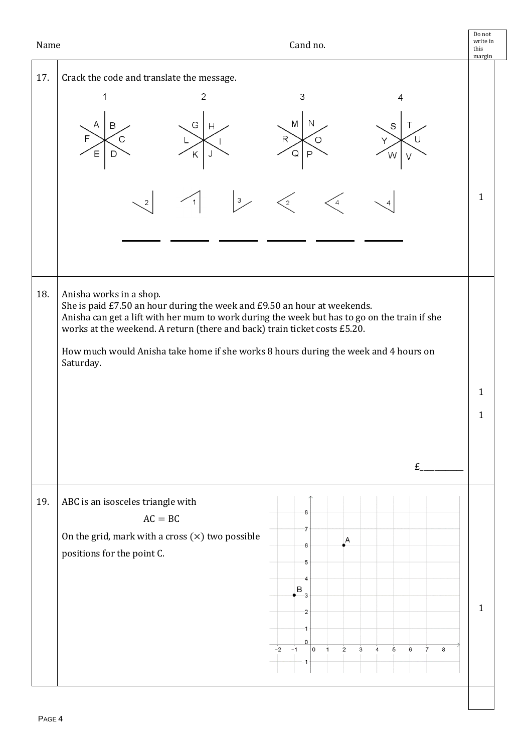Name Cand no.

**17.** Crack the code and translate the message.

| 1 | 2 | 3 | 4 |
|---|---|---|---|
| A B C D E F | G H I J K L | M N O P Q R | S T U V W Y |

2 1 3 2 4 4

\_\_\_\_\_ \_\_\_\_\_ \_\_\_\_\_ \_\_\_\_\_ \_\_\_\_\_ \_\_\_\_\_

(1)

**18.** Anisha works in a shop.
She is paid £7.50 an hour during the week and £9.50 an hour at weekends.
Anisha can get a lift with her mum to work during the week but has to go on the train if she works at the weekend. A return (there and back) train ticket costs £5.20.

How much would Anisha take home if she works 8 hours during the week and 4 hours on Saturday.

£\_\_\_\_\_\_\_\_\_\_

(1)
(1)

**19.** ABC is an isosceles triangle with

$$AC = BC$$

On the grid, mark with a cross (×) two possible positions for the point C.

(Grid: x from −2 to 8, y from −1 to 8; A at (2, 6), B at (−1, 3))

(1)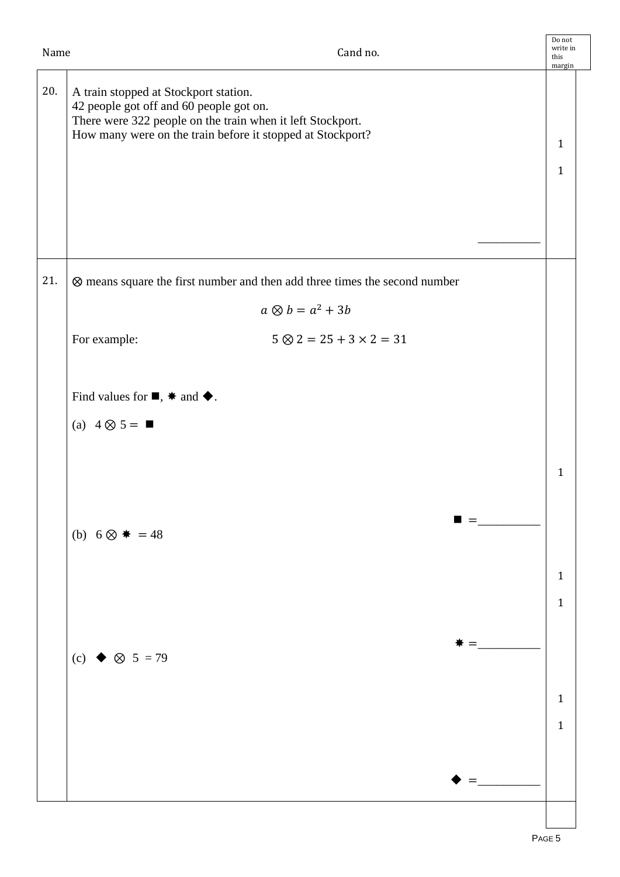Name Cand no.

**20.** A train stopped at Stockport station.
42 people got off and 60 people got on.
There were 322 people on the train when it left Stockport.
How many were on the train before it stopped at Stockport?

1

1

__________

**21.** ⊗ means square the first number and then add three times the second number

$$a \otimes b = a^2 + 3b$$

For example: $5 \otimes 2 = 25 + 3 \times 2 = 31$

Find values for ■, ✸ and ◆.

(a) $4 \otimes 5 =$ ■

1

■ = __________

(b) $6 \otimes$ ✸ $= 48$

1

1

✸ = __________

(c) ◆ $\otimes$ 5 = 79

1

1

◆ = __________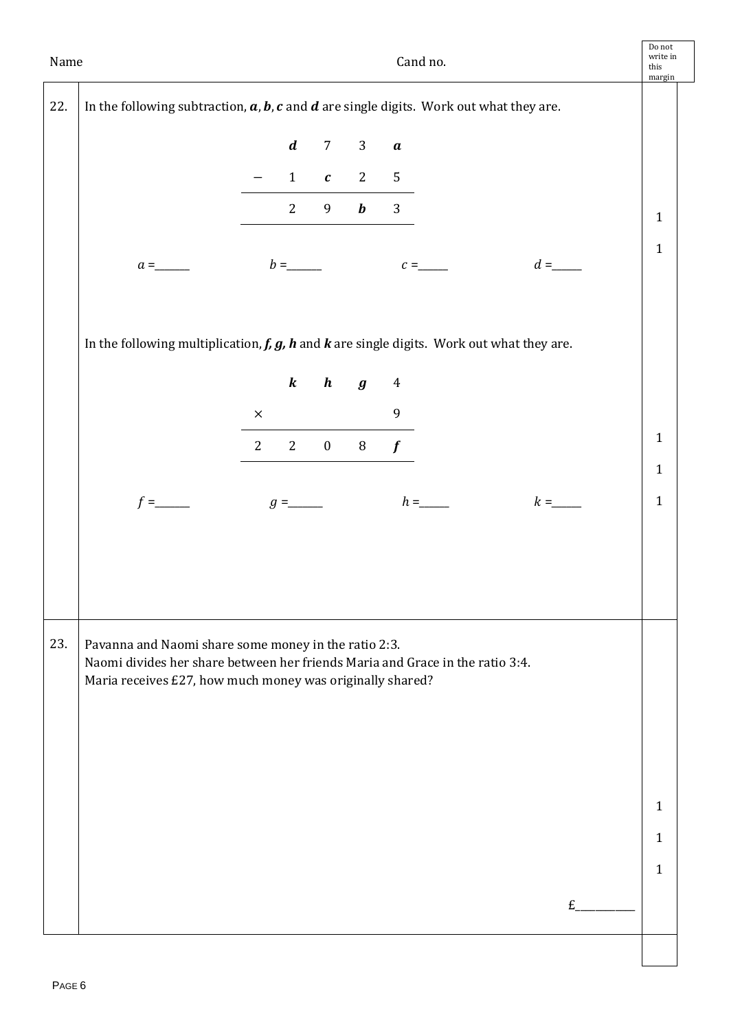22. In the following subtraction, ***a***, ***b***, ***c*** and ***d*** are single digits. Work out what they are.

$$
\begin{array}{ccccc}
 & d & 7 & 3 & a \\
- & 1 & c & 2 & 5 \\
\hline
 & 2 & 9 & b & 3 \\
\hline
\end{array}
$$

$a$ =______ $b$ =______ $c$ =______ $d$ =______

In the following multiplication, ***f, g, h*** and ***k*** are single digits. Work out what they are.

$$
\begin{array}{ccccc}
 & k & h & g & 4 \\
\times & & & & 9 \\
\hline
2 & 2 & 0 & 8 & f \\
\hline
\end{array}
$$

$f$ =______ $g$ =______ $h$ =______ $k$ =______

23. Pavanna and Naomi share some money in the ratio 2:3.
Naomi divides her share between her friends Maria and Grace in the ratio 3:4.
Maria receives £27, how much money was originally shared?

£__________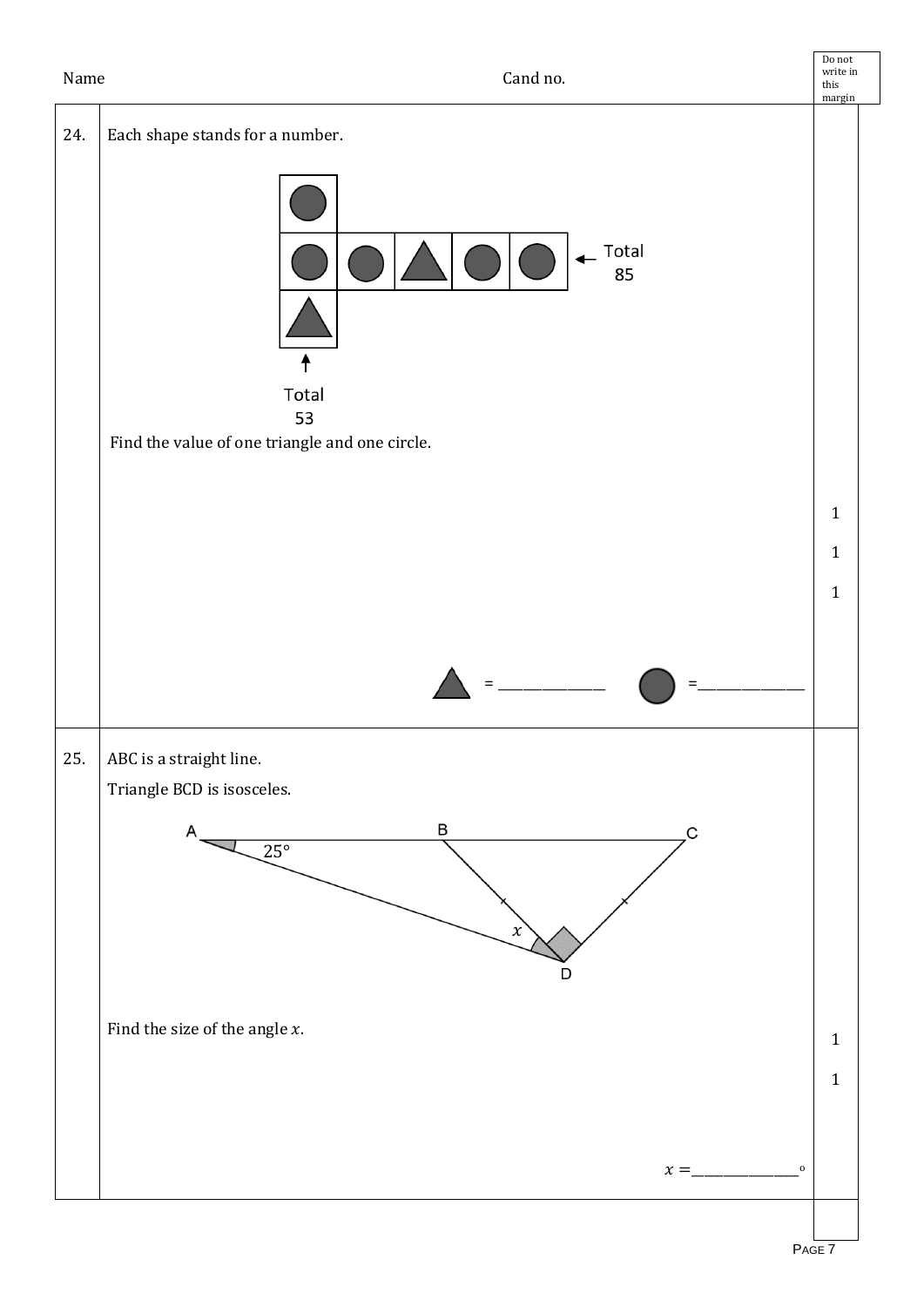Name Cand no.

24. Each shape stands for a number.

Total 85

Total 53

Find the value of one triangle and one circle.

1

1

1

▲ = ______________ ● = ______________

25. ABC is a straight line.

Triangle BCD is isosceles.

A 25° B C $x$ D

Find the size of the angle $x$.

1

1

$x =$ ______________ °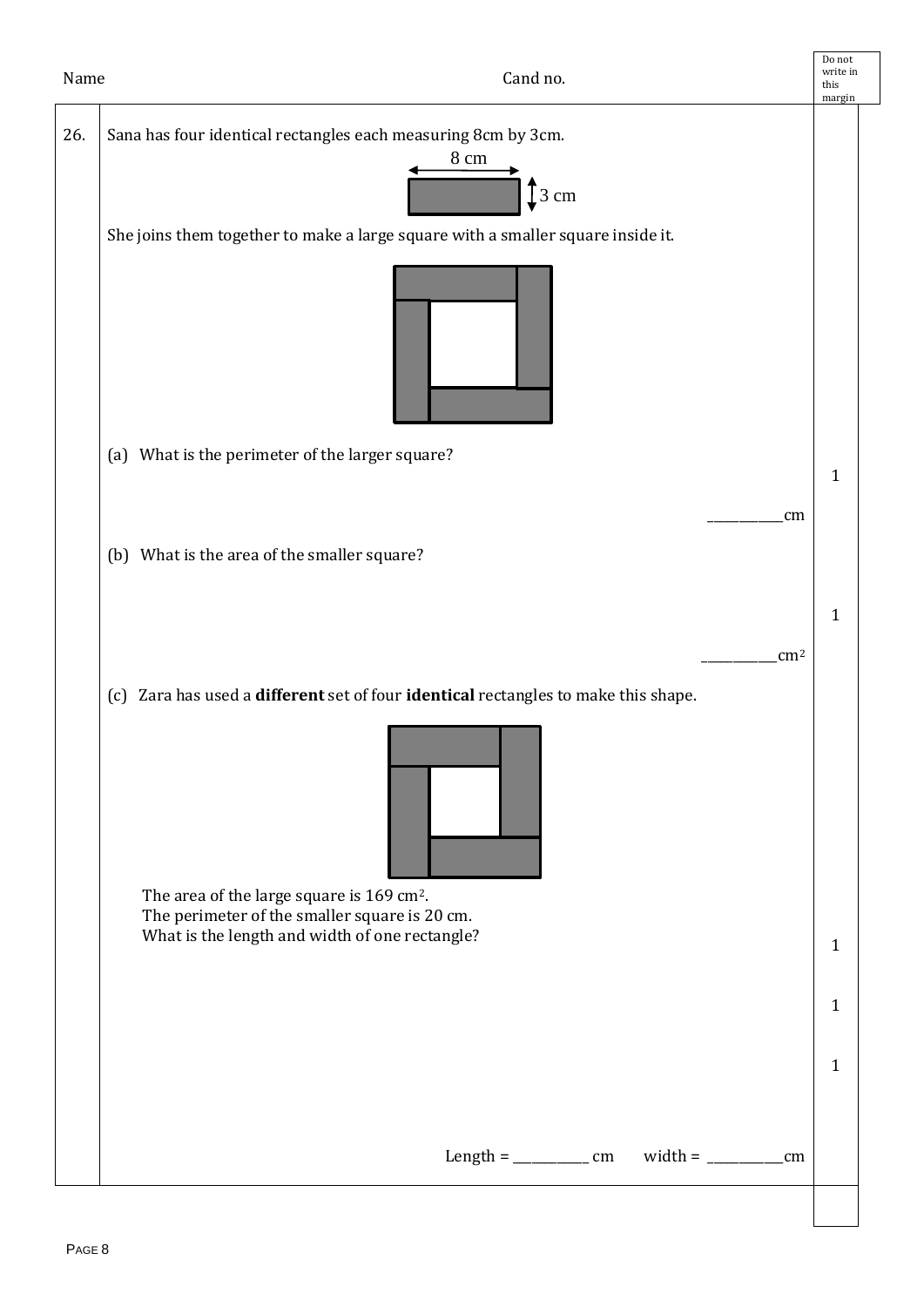Name Cand no.

26. Sana has four identical rectangles each measuring 8cm by 3cm.

8 cm

3 cm

She joins them together to make a large square with a smaller square inside it.

(a) What is the perimeter of the larger square? **1**

___________cm

(b) What is the area of the smaller square? **1**

___________$cm^2$

(c) Zara has used a **different** set of four **identical** rectangles to make this shape.

The area of the large square is 169 $cm^2$.
The perimeter of the smaller square is 20 cm.
What is the length and width of one rectangle? **1** **1** **1**

Length = ___________ cm width = ___________cm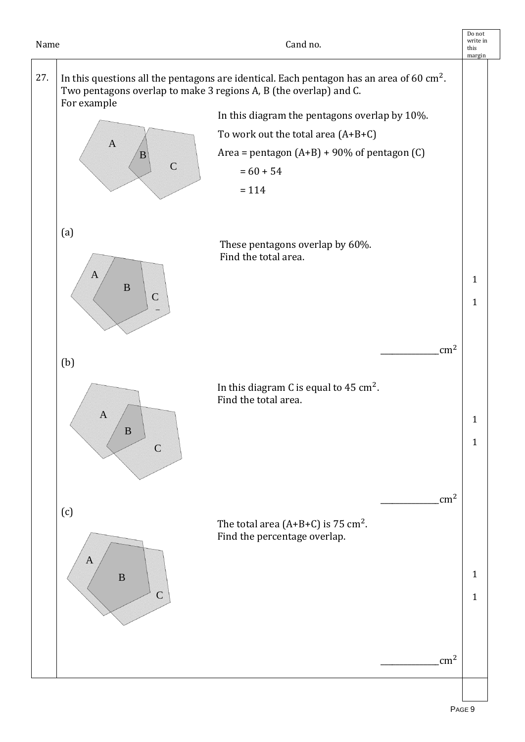Name Cand no.

**27.** In this questions all the pentagons are identical. Each pentagon has an area of 60 $cm^2$.
Two pentagons overlap to make 3 regions A, B (the overlap) and C.
For example

In this diagram the pentagons overlap by 10%.

To work out the total area (A+B+C)

Area = pentagon (A+B) + 90% of pentagon (C)

= 60 + 54

= 114

(a)

These pentagons overlap by 60%.
Find the total area.

______________ $cm^2$

(b)

In this diagram C is equal to 45 $cm^2$.
Find the total area.

______________ $cm^2$

(c)

The total area (A+B+C) is 75 $cm^2$.
Find the percentage overlap.

______________ $cm^2$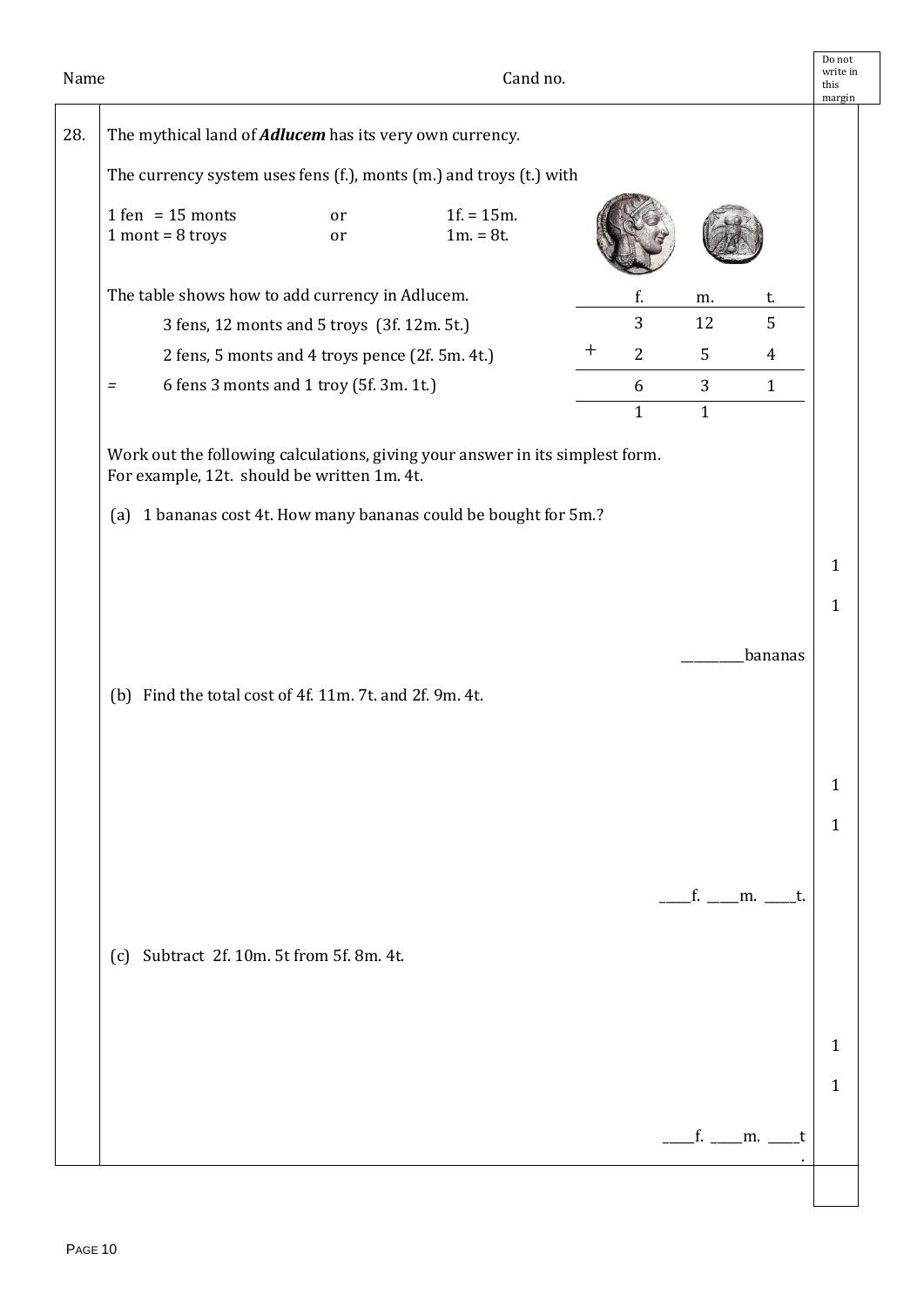Name Cand no.

Do not write in this margin

28. The mythical land of ***Adlucem*** has its very own currency.

The currency system uses fens (f.), monts (m.) and troys (t.) with

1 fen = 15 monts or 1f. = 15m.
1 mont = 8 troys or 1m. = 8t.

The table shows how to add currency in Adlucem.

3 fens, 12 monts and 5 troys (3f. 12m. 5t.)

2 fens, 5 monts and 4 troys pence (2f. 5m. 4t.)

= 6 fens 3 monts and 1 troy (5f. 3m. 1t.)

| | f. | m. | t. |
|---|---|---|---|
| | 3 | 12 | 5 |
| + | 2 | 5 | 4 |
| | 6 | 3 | 1 |
| | 1 | 1 | |

Work out the following calculations, giving your answer in its simplest form.
For example, 12t. should be written 1m. 4t.

(a) 1 bananas cost 4t. How many bananas could be bought for 5m.?

1

1

_________bananas

(b) Find the total cost of 4f. 11m. 7t. and 2f. 9m. 4t.

1

1

____f. ____m. ____t.

(c) Subtract 2f. 10m. 5t from 5f. 8m. 4t.

1

1

____f. ____m. ____t.